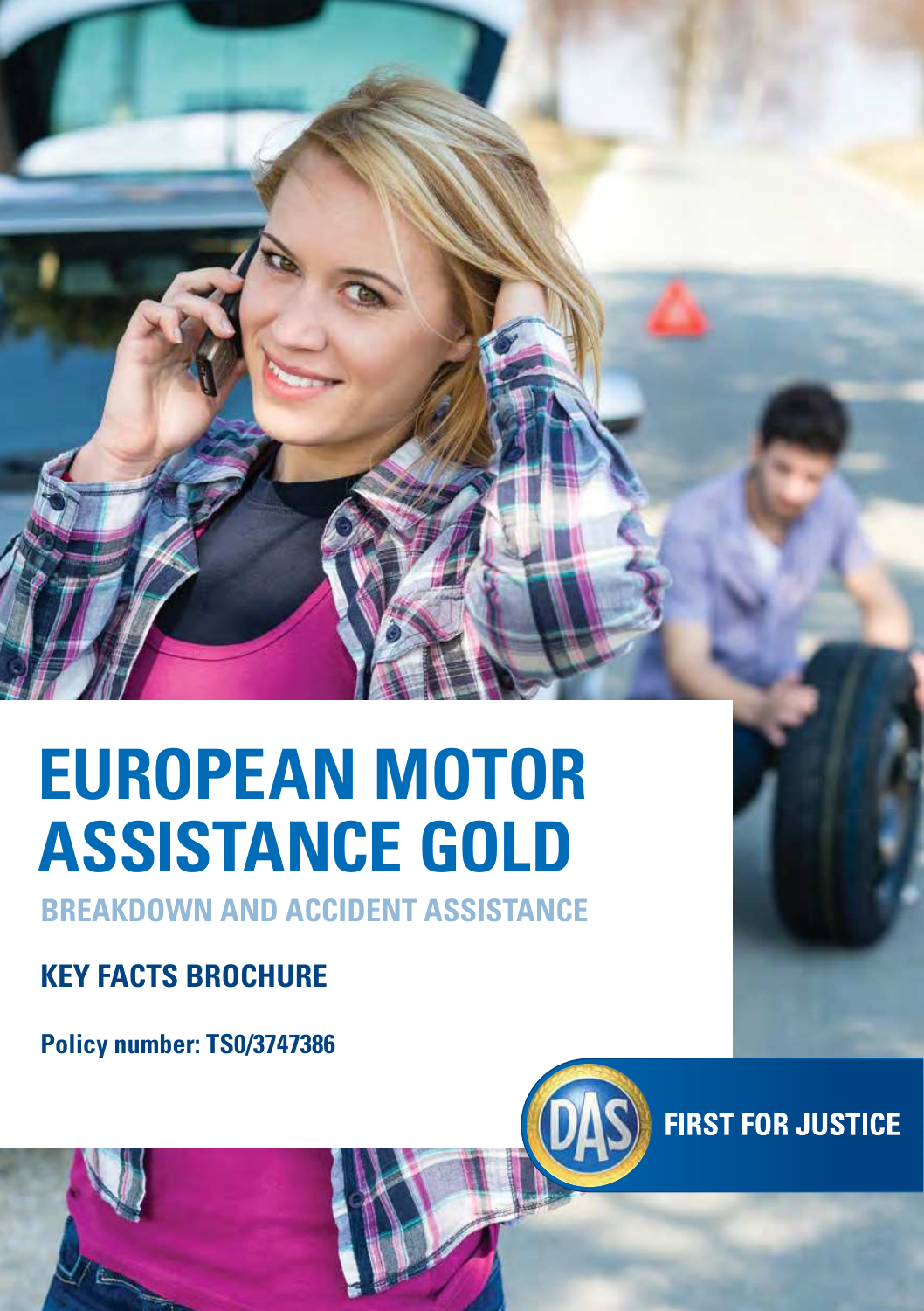# EUROPEAN MOTOR ASSISTANCE GOLD

## BREAKDOWN AND ACCIDENT ASSISTANCE

### KEY FACTS BROCHURE

**Policy number: TS0/3747386**

FIRST FOR JUSTICE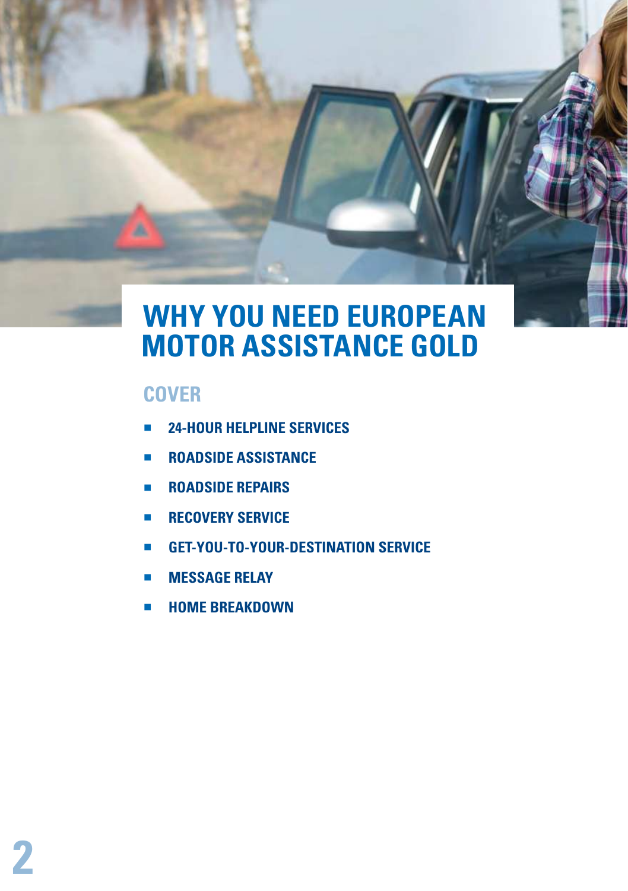# WHY YOU NEED EUROPEAN MOTOR ASSISTANCE GOLD

## COVER

- **24-HOUR HELPLINE SERVICES**
- **ROADSIDE ASSISTANCE**
- **ROADSIDE REPAIRS**
- **RECOVERY SERVICE**
- **GET-YOU-TO-YOUR-DESTINATION SERVICE**
- **MESSAGE RELAY**
- **HOME BREAKDOWN**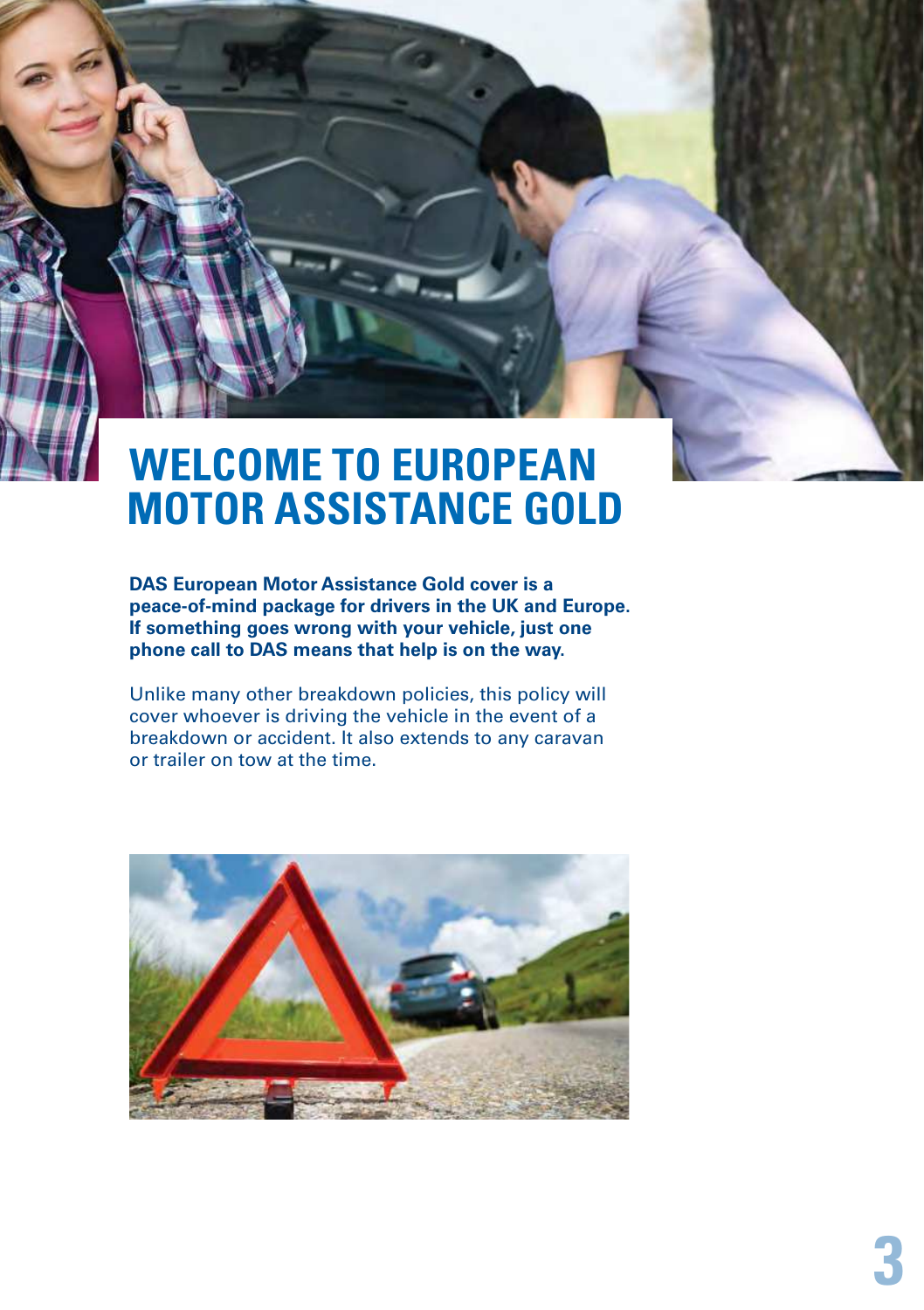# WELCOME TO EUROPEAN MOTOR ASSISTANCE GOLD

**DAS European Motor Assistance Gold cover is a peace-of-mind package for drivers in the UK and Europe. If something goes wrong with your vehicle, just one phone call to DAS means that help is on the way.**

Unlike many other breakdown policies, this policy will cover whoever is driving the vehicle in the event of a breakdown or accident. It also extends to any caravan or trailer on tow at the time.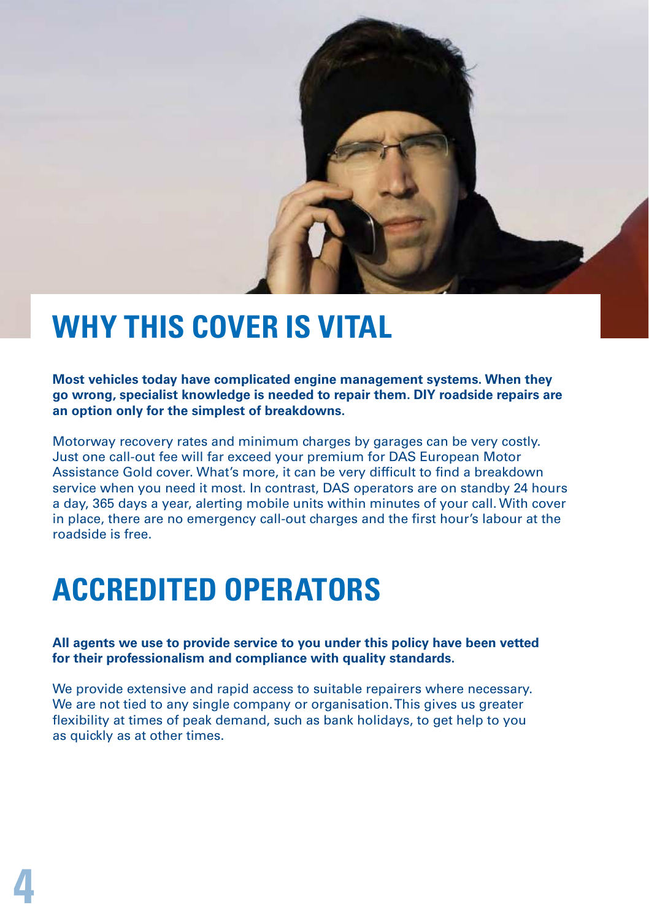# WHY THIS COVER IS VITAL

**Most vehicles today have complicated engine management systems. When they go wrong, specialist knowledge is needed to repair them. DIY roadside repairs are an option only for the simplest of breakdowns.**

Motorway recovery rates and minimum charges by garages can be very costly. Just one call-out fee will far exceed your premium for DAS European Motor Assistance Gold cover. What's more, it can be very difficult to find a breakdown service when you need it most. In contrast, DAS operators are on standby 24 hours a day, 365 days a year, alerting mobile units within minutes of your call. With cover in place, there are no emergency call-out charges and the first hour's labour at the roadside is free.

# ACCREDITED OPERATORS

**All agents we use to provide service to you under this policy have been vetted for their professionalism and compliance with quality standards.**

We provide extensive and rapid access to suitable repairers where necessary. We are not tied to any single company or organisation. This gives us greater flexibility at times of peak demand, such as bank holidays, to get help to you as quickly as at other times.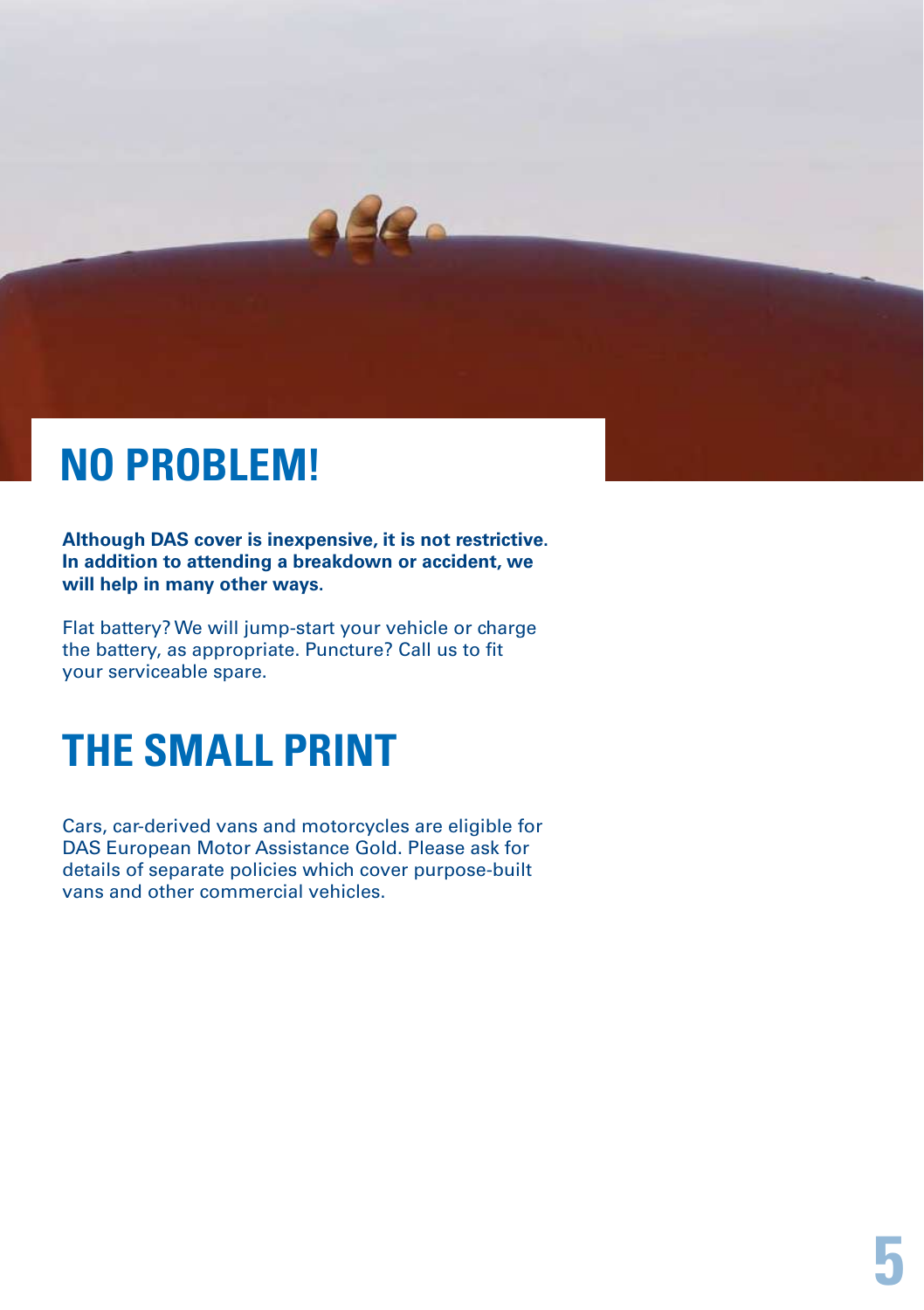# NO PROBLEM!

**Although DAS cover is inexpensive, it is not restrictive. In addition to attending a breakdown or accident, we will help in many other ways.**

Flat battery? We will jump-start your vehicle or charge the battery, as appropriate. Puncture? Call us to fit your serviceable spare.

# THE SMALL PRINT

Cars, car-derived vans and motorcycles are eligible for DAS European Motor Assistance Gold. Please ask for details of separate policies which cover purpose-built vans and other commercial vehicles.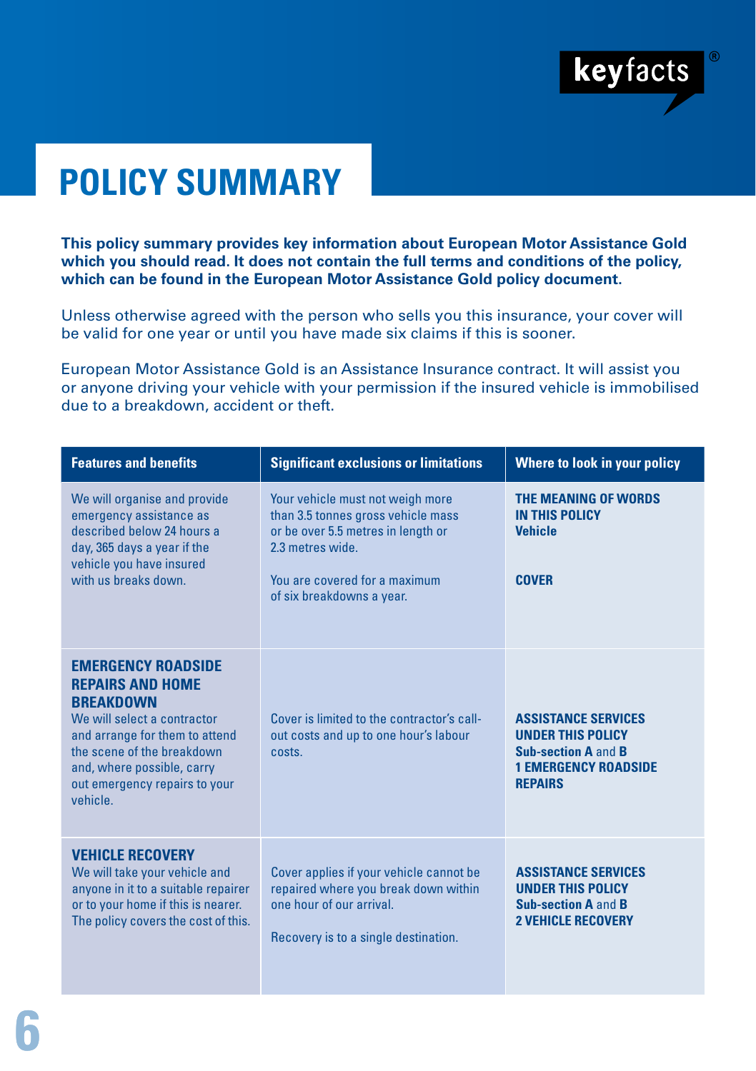# POLICY SUMMARY

**This policy summary provides key information about European Motor Assistance Gold which you should read. It does not contain the full terms and conditions of the policy, which can be found in the European Motor Assistance Gold policy document.**

Unless otherwise agreed with the person who sells you this insurance, your cover will be valid for one year or until you have made six claims if this is sooner.

European Motor Assistance Gold is an Assistance Insurance contract. It will assist you or anyone driving your vehicle with your permission if the insured vehicle is immobilised due to a breakdown, accident or theft.

| Features and benefits | Significant exclusions or limitations | Where to look in your policy |
|---|---|---|
| We will organise and provide emergency assistance as described below 24 hours a day, 365 days a year if the vehicle you have insured with us breaks down. | Your vehicle must not weigh more than 3.5 tonnes gross vehicle mass or be over 5.5 metres in length or 2.3 metres wide.<br><br>You are covered for a maximum of six breakdowns a year. | **THE MEANING OF WORDS IN THIS POLICY**<br>**Vehicle**<br><br>**COVER** |
| **EMERGENCY ROADSIDE REPAIRS AND HOME BREAKDOWN**<br>We will select a contractor and arrange for them to attend the scene of the breakdown and, where possible, carry out emergency repairs to your vehicle. | Cover is limited to the contractor's call-out costs and up to one hour's labour costs. | **ASSISTANCE SERVICES UNDER THIS POLICY**<br>**Sub-section A** and **B**<br>**1 EMERGENCY ROADSIDE REPAIRS** |
| **VEHICLE RECOVERY**<br>We will take your vehicle and anyone in it to a suitable repairer or to your home if this is nearer. The policy covers the cost of this. | Cover applies if your vehicle cannot be repaired where you break down within one hour of our arrival.<br><br>Recovery is to a single destination. | **ASSISTANCE SERVICES UNDER THIS POLICY**<br>**Sub-section A** and **B**<br>**2 VEHICLE RECOVERY** |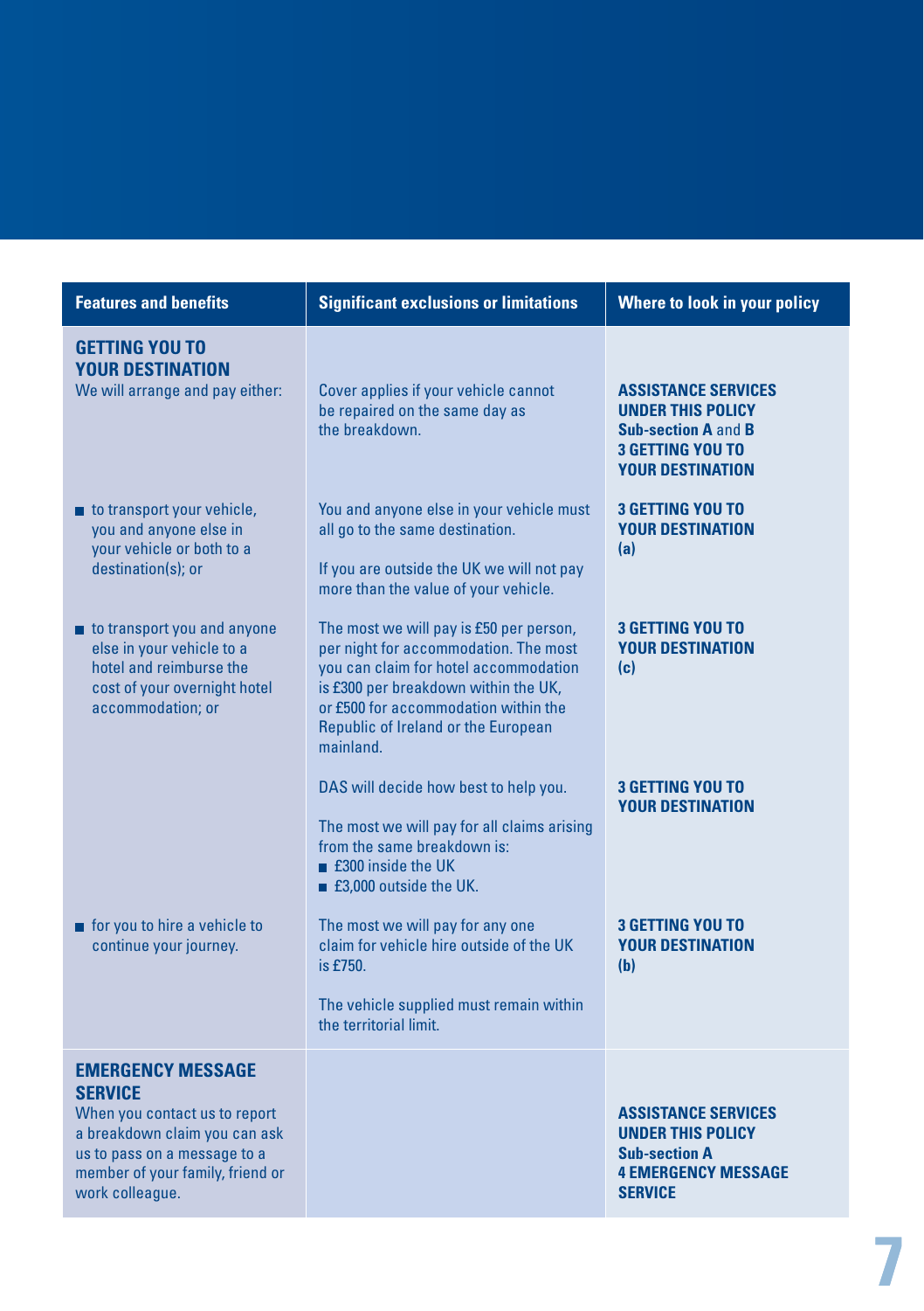| Features and benefits | Significant exclusions or limitations | Where to look in your policy |
|---|---|---|
| **GETTING YOU TO YOUR DESTINATION**<br>We will arrange and pay either: | Cover applies if your vehicle cannot be repaired on the same day as the breakdown. | **ASSISTANCE SERVICES UNDER THIS POLICY Sub-section A** and **B 3 GETTING YOU TO YOUR DESTINATION** |
| ■ to transport your vehicle, you and anyone else in your vehicle or both to a destination(s); or | You and anyone else in your vehicle must all go to the same destination.<br><br>If you are outside the UK we will not pay more than the value of your vehicle. | **3 GETTING YOU TO YOUR DESTINATION (a)** |
| ■ to transport you and anyone else in your vehicle to a hotel and reimburse the cost of your overnight hotel accommodation; or | The most we will pay is £50 per person, per night for accommodation. The most you can claim for hotel accommodation is £300 per breakdown within the UK, or £500 for accommodation within the Republic of Ireland or the European mainland. | **3 GETTING YOU TO YOUR DESTINATION (c)** |
| | DAS will decide how best to help you.<br><br>The most we will pay for all claims arising from the same breakdown is:<br>■ £300 inside the UK<br>■ £3,000 outside the UK. | **3 GETTING YOU TO YOUR DESTINATION** |
| ■ for you to hire a vehicle to continue your journey. | The most we will pay for any one claim for vehicle hire outside of the UK is £750.<br><br>The vehicle supplied must remain within the territorial limit. | **3 GETTING YOU TO YOUR DESTINATION (b)** |
| **EMERGENCY MESSAGE SERVICE**<br>When you contact us to report a breakdown claim you can ask us to pass on a message to a member of your family, friend or work colleague. | | **ASSISTANCE SERVICES UNDER THIS POLICY Sub-section A 4 EMERGENCY MESSAGE SERVICE** |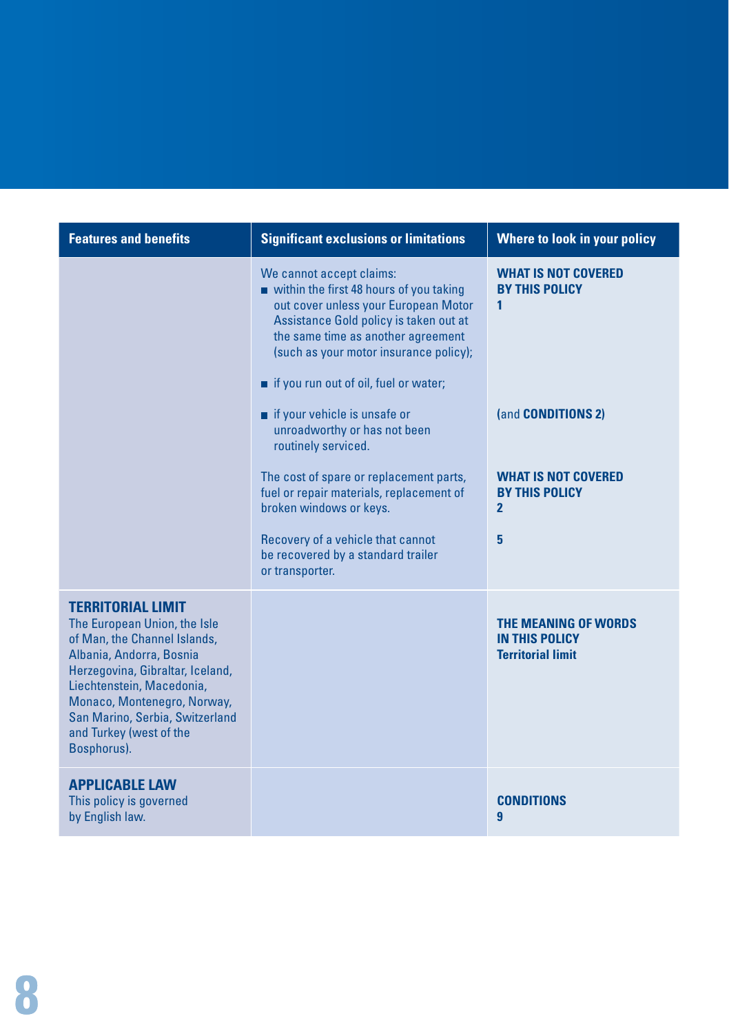| Features and benefits | Significant exclusions or limitations | Where to look in your policy |
|---|---|---|
| | We cannot accept claims:<br>■ within the first 48 hours of you taking out cover unless your European Motor Assistance Gold policy is taken out at the same time as another agreement (such as your motor insurance policy);<br>■ if you run out of oil, fuel or water; | **WHAT IS NOT COVERED BY THIS POLICY**<br>**1** |
| | ■ if your vehicle is unsafe or unroadworthy or has not been routinely serviced. | (and **CONDITIONS 2**) |
| | The cost of spare or replacement parts, fuel or repair materials, replacement of broken windows or keys. | **WHAT IS NOT COVERED BY THIS POLICY**<br>**2** |
| | Recovery of a vehicle that cannot be recovered by a standard trailer or transporter. | **5** |
| **TERRITORIAL LIMIT**<br>The European Union, the Isle of Man, the Channel Islands, Albania, Andorra, Bosnia Herzegovina, Gibraltar, Iceland, Liechtenstein, Macedonia, Monaco, Montenegro, Norway, San Marino, Serbia, Switzerland and Turkey (west of the Bosphorus). | | **THE MEANING OF WORDS IN THIS POLICY**<br>**Territorial limit** |
| **APPLICABLE LAW**<br>This policy is governed by English law. | | **CONDITIONS**<br>**9** |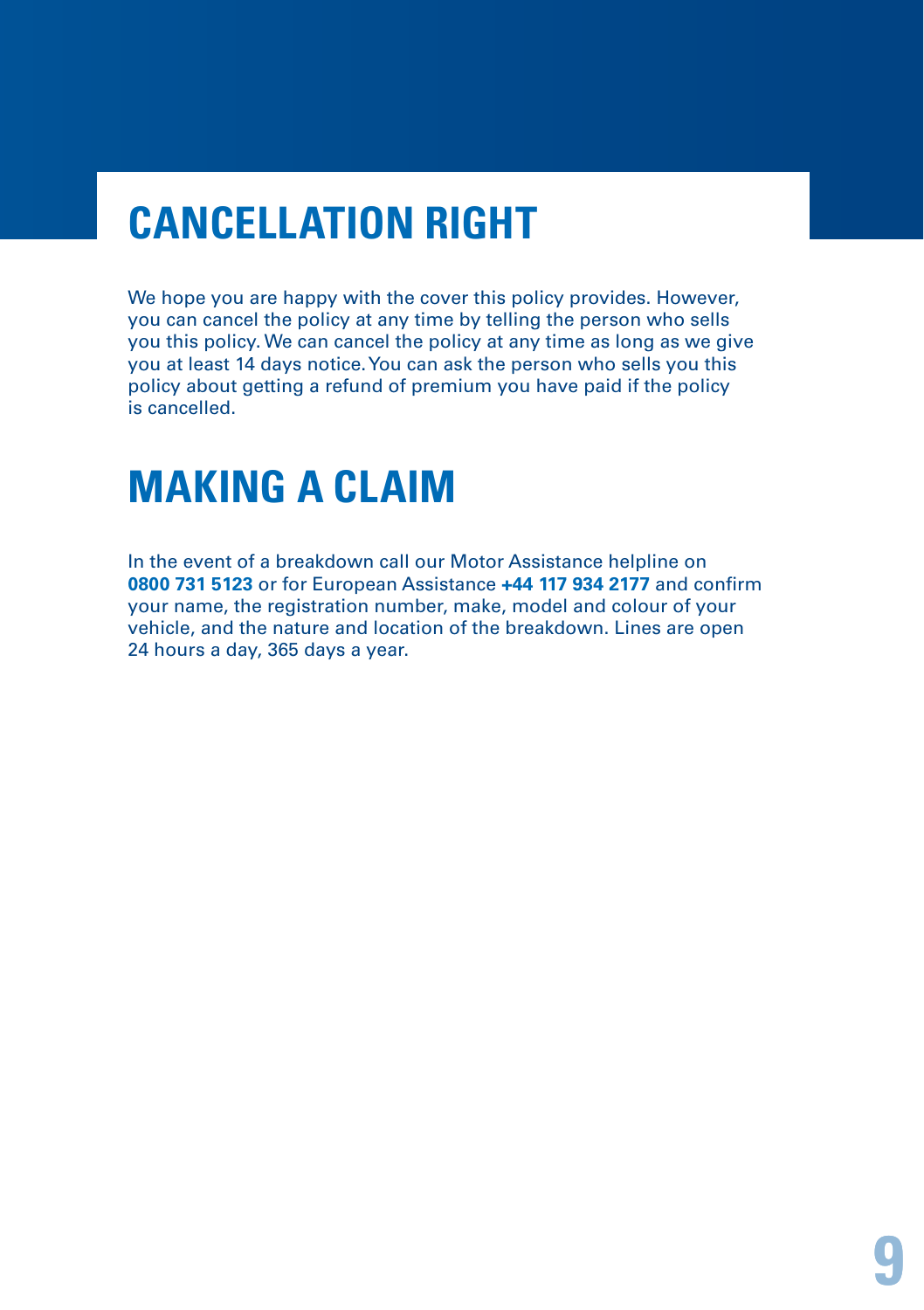# CANCELLATION RIGHT

We hope you are happy with the cover this policy provides. However, you can cancel the policy at any time by telling the person who sells you this policy. We can cancel the policy at any time as long as we give you at least 14 days notice. You can ask the person who sells you this policy about getting a refund of premium you have paid if the policy is cancelled.

# MAKING A CLAIM

In the event of a breakdown call our Motor Assistance helpline on **0800 731 5123** or for European Assistance **+44 117 934 2177** and confirm your name, the registration number, make, model and colour of your vehicle, and the nature and location of the breakdown. Lines are open 24 hours a day, 365 days a year.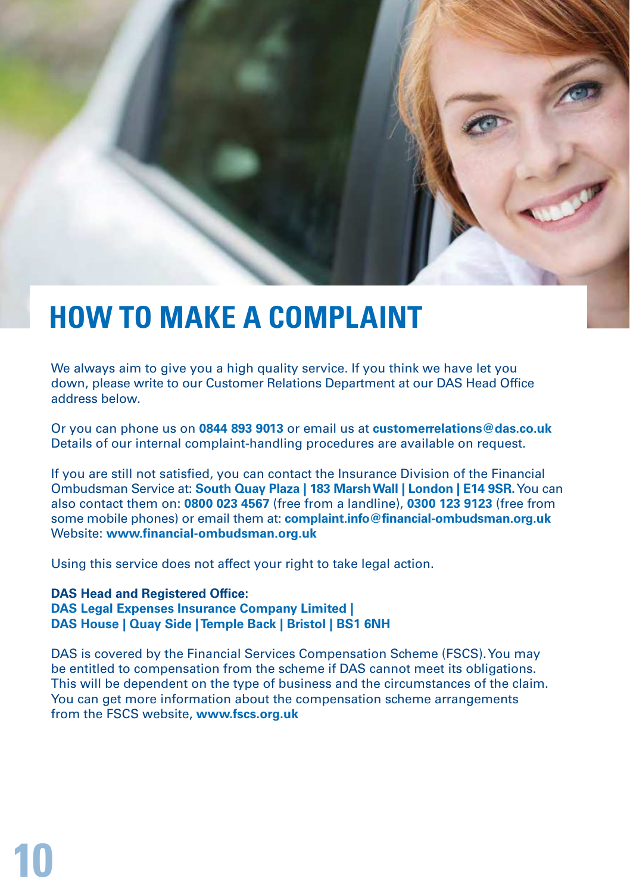# HOW TO MAKE A COMPLAINT

We always aim to give you a high quality service. If you think we have let you down, please write to our Customer Relations Department at our DAS Head Office address below.

Or you can phone us on **0844 893 9013** or email us at **customerrelations@das.co.uk**
Details of our internal complaint-handling procedures are available on request.

If you are still not satisfied, you can contact the Insurance Division of the Financial Ombudsman Service at: **South Quay Plaza | 183 Marsh Wall | London | E14 9SR.** You can also contact them on: **0800 023 4567** (free from a landline), **0300 123 9123** (free from some mobile phones) or email them at: **complaint.info@financial-ombudsman.org.uk**
Website: **www.financial-ombudsman.org.uk**

Using this service does not affect your right to take legal action.

**DAS Head and Registered Office:**
**DAS Legal Expenses Insurance Company Limited |**
**DAS House | Quay Side | Temple Back | Bristol | BS1 6NH**

DAS is covered by the Financial Services Compensation Scheme (FSCS). You may be entitled to compensation from the scheme if DAS cannot meet its obligations. This will be dependent on the type of business and the circumstances of the claim. You can get more information about the compensation scheme arrangements from the FSCS website, **www.fscs.org.uk**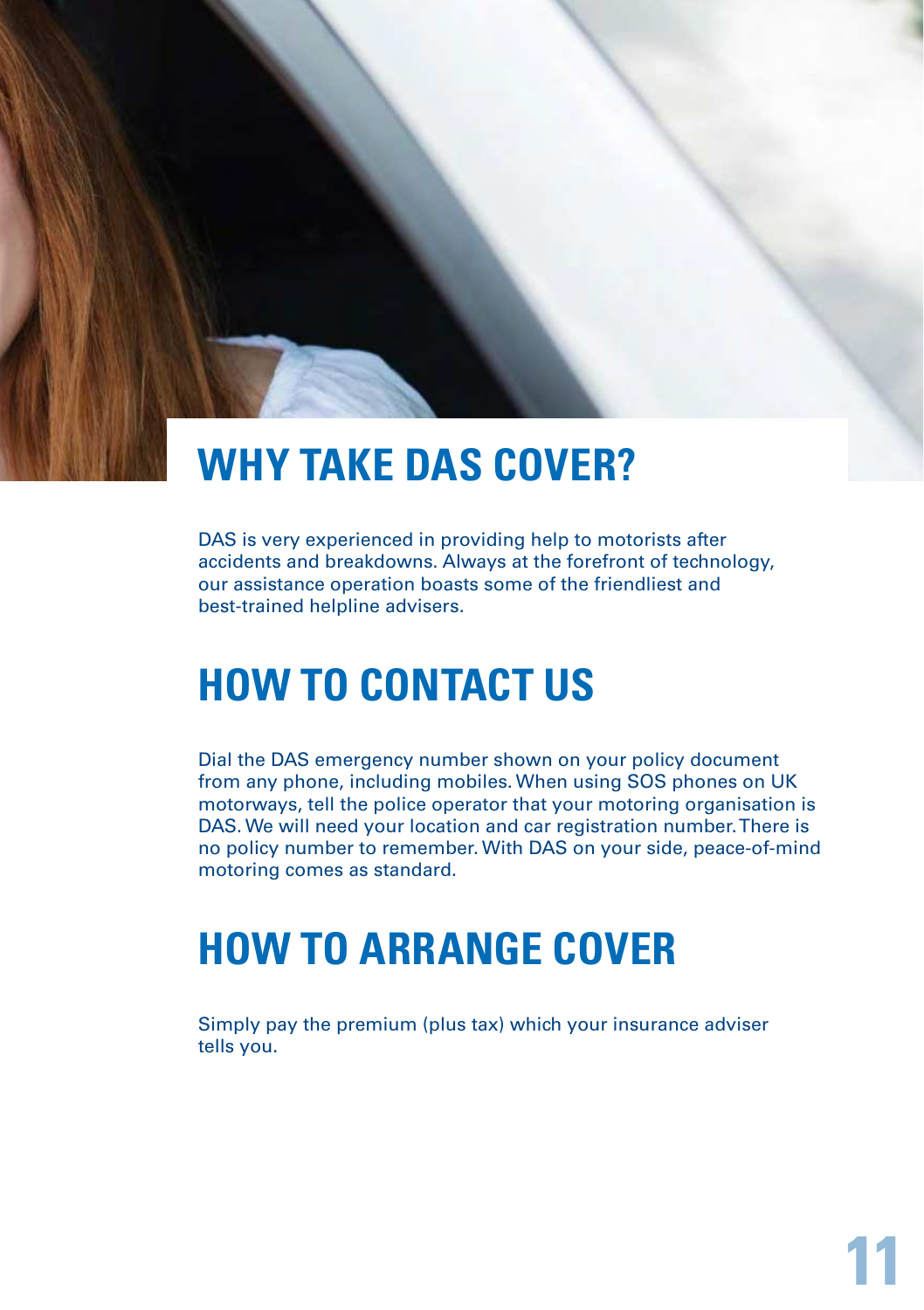## WHY TAKE DAS COVER?

DAS is very experienced in providing help to motorists after accidents and breakdowns. Always at the forefront of technology, our assistance operation boasts some of the friendliest and best-trained helpline advisers.

## HOW TO CONTACT US

Dial the DAS emergency number shown on your policy document from any phone, including mobiles. When using SOS phones on UK motorways, tell the police operator that your motoring organisation is DAS. We will need your location and car registration number. There is no policy number to remember. With DAS on your side, peace-of-mind motoring comes as standard.

## HOW TO ARRANGE COVER

Simply pay the premium (plus tax) which your insurance adviser tells you.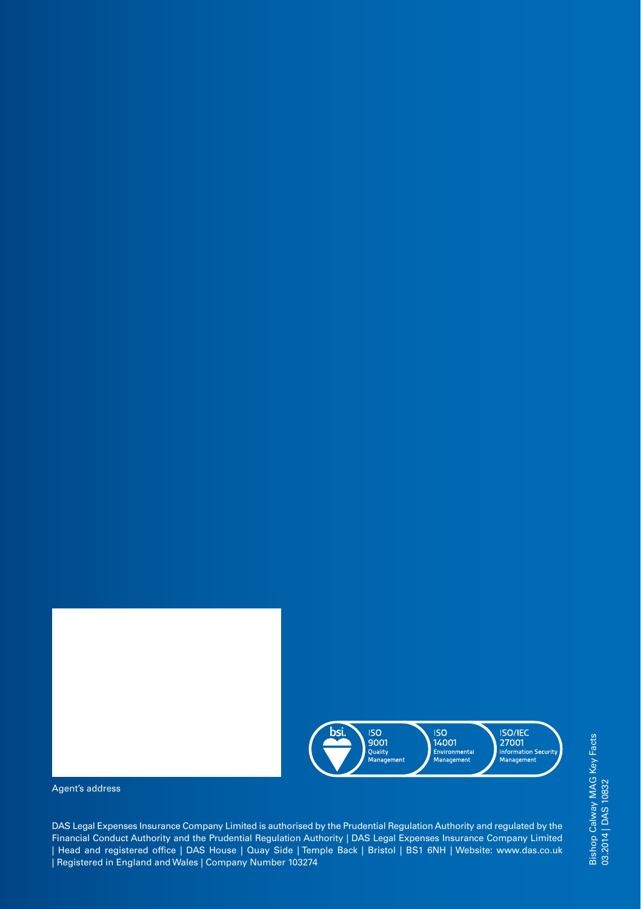Agent's address

ISO 9001 Quality Management

ISO 14001 Environmental Management

ISO/IEC 27001 Information Security Management

DAS Legal Expenses Insurance Company Limited is authorised by the Prudential Regulation Authority and regulated by the Financial Conduct Authority and the Prudential Regulation Authority | DAS Legal Expenses Insurance Company Limited | Head and registered office | DAS House | Quay Side | Temple Back | Bristol | BS1 6NH | Website: www.das.co.uk | Registered in England and Wales | Company Number 103274

Bishop Calway MAG Key Facts
03.2014 | DAS 10832